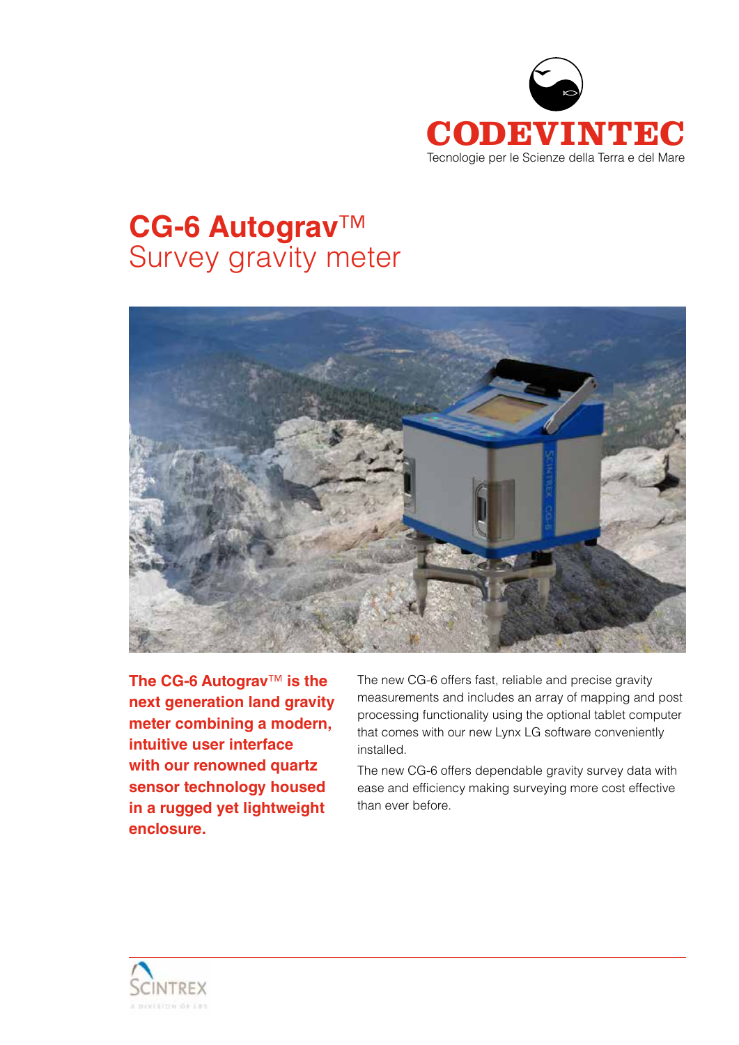CODEVINTEC

Tecnologie per le Scienze della Terra e del Mare

# CG-6 Autograv™ Survey gravity meter

**The CG-6 Autograv™ is the next generation land gravity meter combining a modern, intuitive user interface with our renowned quartz sensor technology housed in a rugged yet lightweight enclosure.**

The new CG-6 offers fast, reliable and precise gravity measurements and includes an array of mapping and post processing functionality using the optional tablet computer that comes with our new Lynx LG software conveniently installed.

The new CG-6 offers dependable gravity survey data with ease and efficiency making surveying more cost effective than ever before.

SCINTREX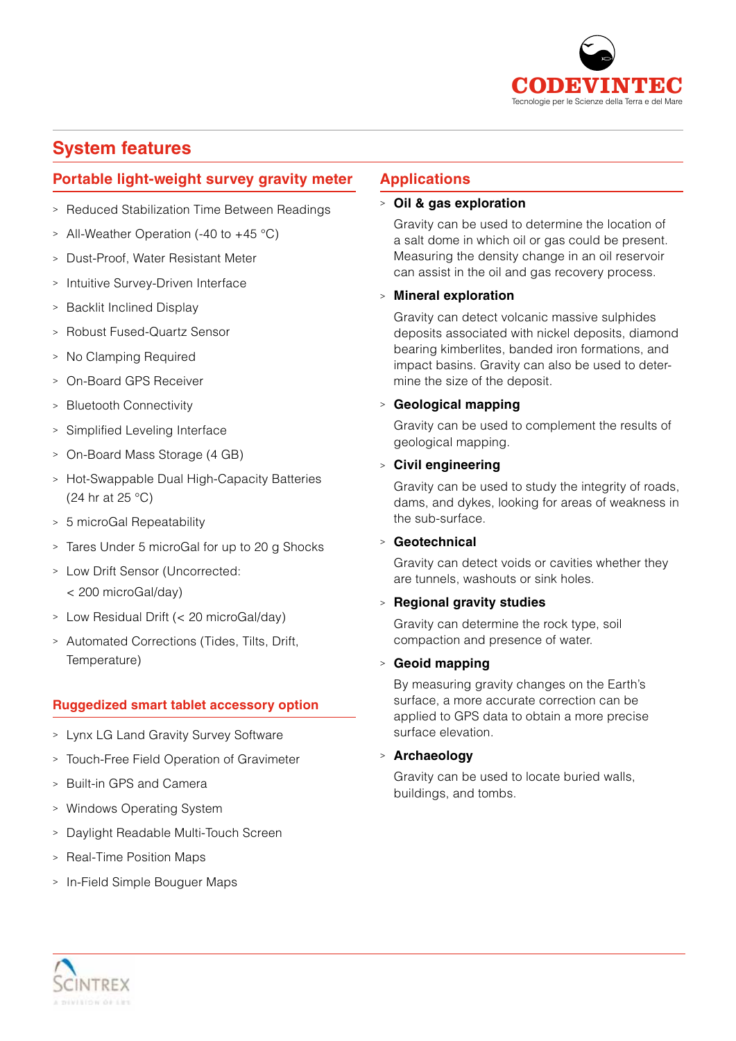# System features

## Portable light-weight survey gravity meter

- Reduced Stabilization Time Between Readings
- All-Weather Operation (-40 to +45 °C)
- Dust-Proof, Water Resistant Meter
- Intuitive Survey-Driven Interface
- Backlit Inclined Display
- Robust Fused-Quartz Sensor
- No Clamping Required
- On-Board GPS Receiver
- Bluetooth Connectivity
- Simplified Leveling Interface
- On-Board Mass Storage (4 GB)
- Hot-Swappable Dual High-Capacity Batteries (24 hr at 25 °C)
- 5 microGal Repeatability
- Tares Under 5 microGal for up to 20 g Shocks
- Low Drift Sensor (Uncorrected: < 200 microGal/day)
- Low Residual Drift (< 20 microGal/day)
- Automated Corrections (Tides, Tilts, Drift, Temperature)

### Ruggedized smart tablet accessory option

- Lynx LG Land Gravity Survey Software
- Touch-Free Field Operation of Gravimeter
- Built-in GPS and Camera
- Windows Operating System
- Daylight Readable Multi-Touch Screen
- Real-Time Position Maps
- In-Field Simple Bouguer Maps

## Applications

- **Oil & gas exploration**

  Gravity can be used to determine the location of a salt dome in which oil or gas could be present. Measuring the density change in an oil reservoir can assist in the oil and gas recovery process.

- **Mineral exploration**

  Gravity can detect volcanic massive sulphides deposits associated with nickel deposits, diamond bearing kimberlites, banded iron formations, and impact basins. Gravity can also be used to determine the size of the deposit.

- **Geological mapping**

  Gravity can be used to complement the results of geological mapping.

- **Civil engineering**

  Gravity can be used to study the integrity of roads, dams, and dykes, looking for areas of weakness in the sub-surface.

- **Geotechnical**

  Gravity can detect voids or cavities whether they are tunnels, washouts or sink holes.

- **Regional gravity studies**

  Gravity can determine the rock type, soil compaction and presence of water.

- **Geoid mapping**

  By measuring gravity changes on the Earth's surface, a more accurate correction can be applied to GPS data to obtain a more precise surface elevation.

- **Archaeology**

  Gravity can be used to locate buried walls, buildings, and tombs.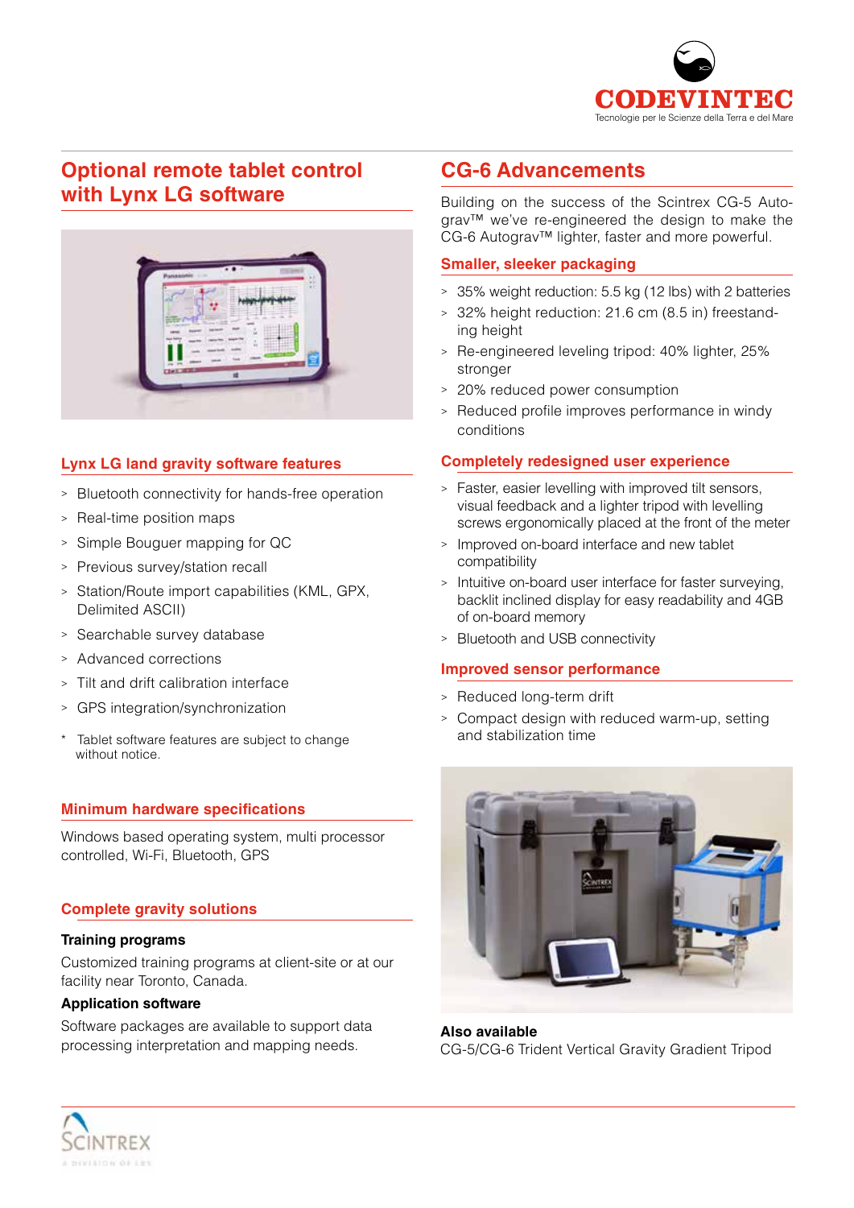## Optional remote tablet control with Lynx LG software

### Lynx LG land gravity software features

- Bluetooth connectivity for hands-free operation
- Real-time position maps
- Simple Bouguer mapping for QC
- Previous survey/station recall
- Station/Route import capabilities (KML, GPX, Delimited ASCII)
- Searchable survey database
- Advanced corrections
- Tilt and drift calibration interface
- GPS integration/synchronization

* Tablet software features are subject to change without notice.

### Minimum hardware specifications

Windows based operating system, multi processor controlled, Wi-Fi, Bluetooth, GPS

### Complete gravity solutions

**Training programs**

Customized training programs at client-site or at our facility near Toronto, Canada.

**Application software**

Software packages are available to support data processing interpretation and mapping needs.

## CG-6 Advancements

Building on the success of the Scintrex CG-5 Autograv™ we've re-engineered the design to make the CG-6 Autograv™ lighter, faster and more powerful.

### Smaller, sleeker packaging

- 35% weight reduction: 5.5 kg (12 lbs) with 2 batteries
- 32% height reduction: 21.6 cm (8.5 in) freestanding height
- Re-engineered leveling tripod: 40% lighter, 25% stronger
- 20% reduced power consumption
- Reduced profile improves performance in windy conditions

### Completely redesigned user experience

- Faster, easier levelling with improved tilt sensors, visual feedback and a lighter tripod with levelling screws ergonomically placed at the front of the meter
- Improved on-board interface and new tablet compatibility
- Intuitive on-board user interface for faster surveying, backlit inclined display for easy readability and 4GB of on-board memory
- Bluetooth and USB connectivity

### Improved sensor performance

- Reduced long-term drift
- Compact design with reduced warm-up, setting and stabilization time

**Also available**

CG-5/CG-6 Trident Vertical Gravity Gradient Tripod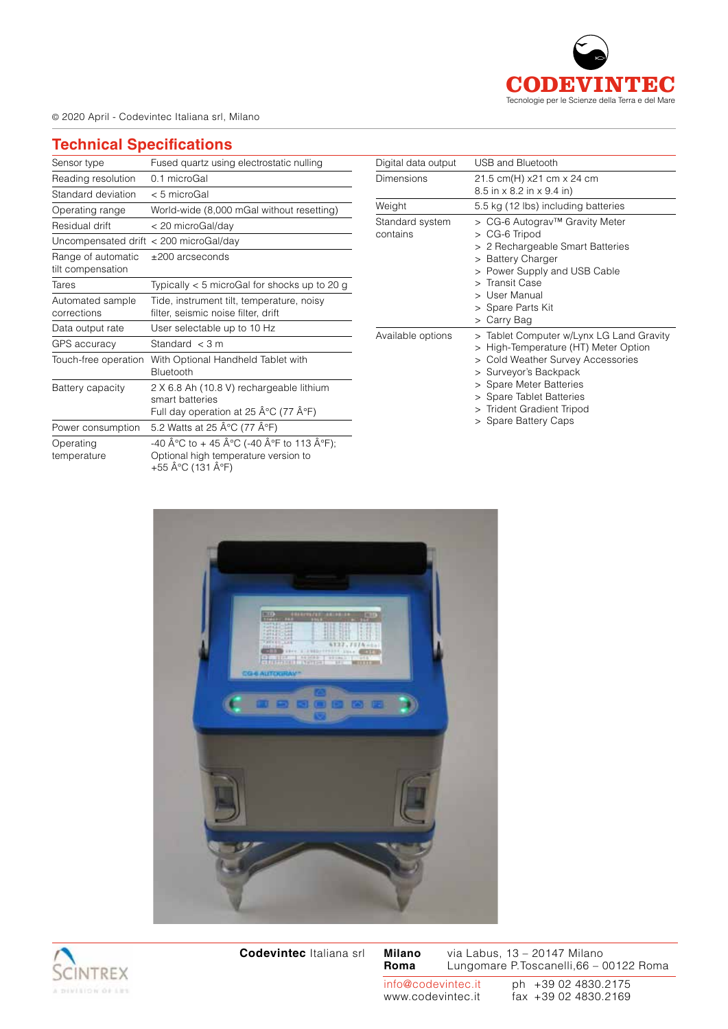CODEVINTEC

Tecnologie per le Scienze della Terra e del Mare

© 2020 April - Codevintec Italiana srl, Milano

## Technical Specifications

| | |
|---|---|
| Sensor type | Fused quartz using electrostatic nulling |
| Reading resolution | 0.1 microGal |
| Standard deviation | < 5 microGal |
| Operating range | World-wide (8,000 mGal without resetting) |
| Residual drift | < 20 microGal/day |
| Uncompensated drift | < 200 microGal/day |
| Range of automatic tilt compensation | ±200 arcseconds |
| Tares | Typically < 5 microGal for shocks up to 20 g |
| Automated sample corrections | Tide, instrument tilt, temperature, noisy filter, seismic noise filter, drift |
| Data output rate | User selectable up to 10 Hz |
| GPS accuracy | Standard < 3 m |
| Touch-free operation | With Optional Handheld Tablet with Bluetooth |
| Battery capacity | 2 X 6.8 Ah (10.8 V) rechargeable lithium smart batteries<br>Full day operation at 25 Â°C (77 Â°F) |
| Power consumption | 5.2 Watts at 25 Â°C (77 Â°F) |
| Operating temperature | -40 Â°C to + 45 Â°C (-40 Â°F to 113 Â°F);<br>Optional high temperature version to +55 Â°C (131 Â°F) |

| | |
|---|---|
| Digital data output | USB and Bluetooth |
| Dimensions | 21.5 cm(H) x21 cm x 24 cm<br>8.5 in x 8.2 in x 9.4 in) |
| Weight | 5.5 kg (12 lbs) including batteries |
| Standard system contains | > CG-6 Autograv™ Gravity Meter<br>> CG-6 Tripod<br>> 2 Rechargeable Smart Batteries<br>> Battery Charger<br>> Power Supply and USB Cable<br>> Transit Case<br>> User Manual<br>> Spare Parts Kit<br>> Carry Bag |
| Available options | > Tablet Computer w/Lynx LG Land Gravity<br>> High-Temperature (HT) Meter Option<br>> Cold Weather Survey Accessories<br>> Surveyor's Backpack<br>> Spare Meter Batteries<br>> Spare Tablet Batteries<br>> Trident Gradient Tripod<br>> Spare Battery Caps |

SCINTREX
A DIVISION OF LRS

**Codevintec** Italiana srl

**Milano** via Labus, 13 – 20147 Milano
**Roma** Lungomare P.Toscanelli,66 – 00122 Roma

info@codevintec.it
www.codevintec.it

ph +39 02 4830.2175
fax +39 02 4830.2169